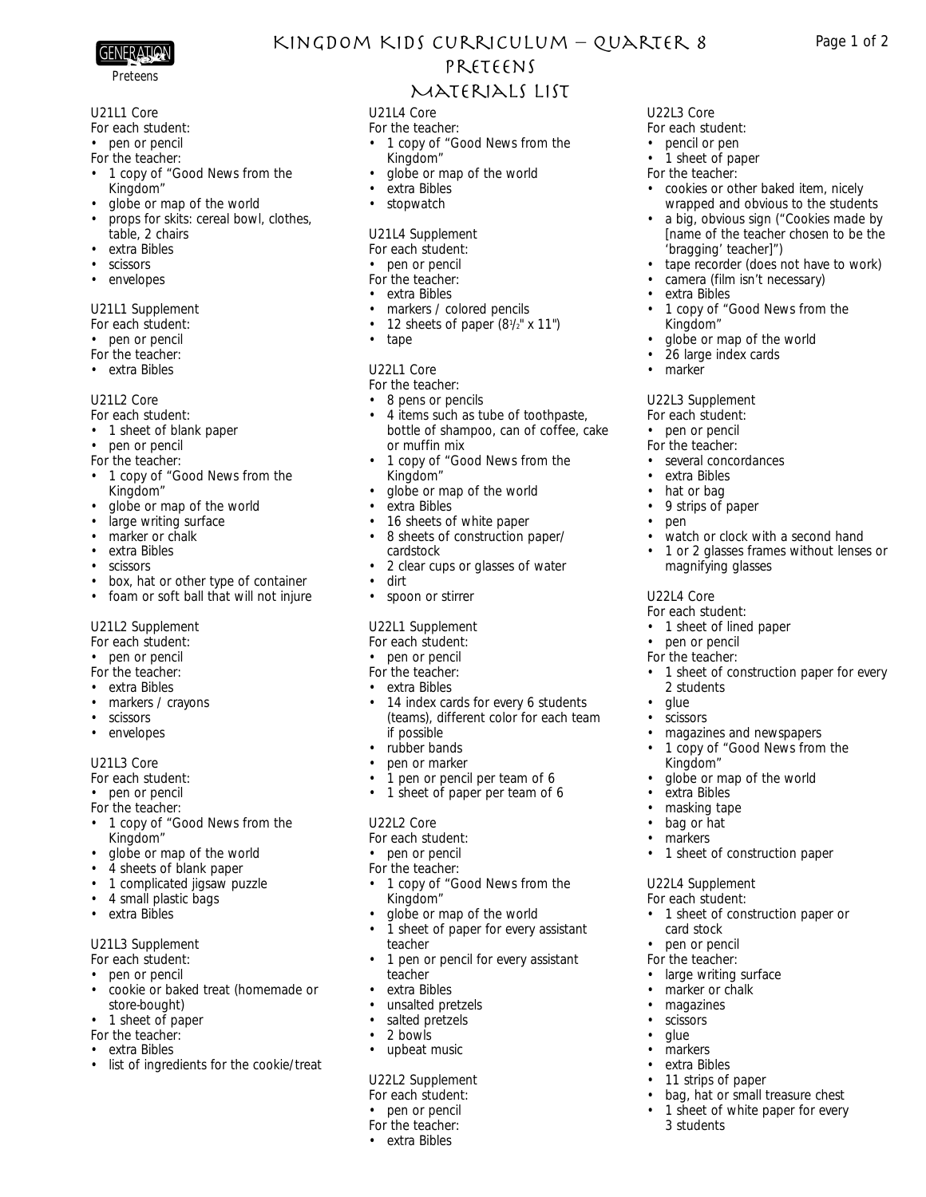# Kingdom Kids Curriculum – Quarter 8

## Preteens

## Materials List

### U21L1 Core

For each student:

- pen or pencil

For the teacher:

- 1 copy of “Good News from the Kingdom”
- globe or map of the world
- props for skits: cereal bowl, clothes, table, 2 chairs
- extra Bibles
- scissors
- envelopes

### U21L1 Supplement

For each student:

- pen or pencil

For the teacher:

- extra Bibles

### U21L2 Core

For each student:

- 1 sheet of blank paper
- pen or pencil

For the teacher:

- 1 copy of “Good News from the Kingdom”
- globe or map of the world
- large writing surface
- marker or chalk
- extra Bibles
- scissors
- box, hat or other type of container
- foam or soft ball that will not injure

### U21L2 Supplement

For each student:

- pen or pencil

For the teacher:

- extra Bibles
- markers / crayons
- scissors
- envelopes

### U21L3 Core

For each student:

- pen or pencil

For the teacher:

- 1 copy of “Good News from the Kingdom”
- globe or map of the world
- 4 sheets of blank paper
- 1 complicated jigsaw puzzle
- 4 small plastic bags
- extra Bibles

### U21L3 Supplement

For each student:

- pen or pencil
- cookie or baked treat (homemade or store-bought)
- 1 sheet of paper

For the teacher:

- extra Bibles
- list of ingredients for the cookie/treat

### U21L4 Core

For the teacher:

- 1 copy of “Good News from the Kingdom”
- globe or map of the world
- extra Bibles
- stopwatch

### U21L4 Supplement

For each student:

- pen or pencil

For the teacher:

- extra Bibles
- markers / colored pencils
- 12 sheets of paper (8½" x 11")
- tape

### U22L1 Core

For the teacher:

- 8 pens or pencils
- 4 items such as tube of toothpaste, bottle of shampoo, can of coffee, cake or muffin mix
- 1 copy of “Good News from the Kingdom”
- globe or map of the world
- extra Bibles
- 16 sheets of white paper
- 8 sheets of construction paper/ cardstock
- 2 clear cups or glasses of water
- dirt
- spoon or stirrer

### U22L1 Supplement

For each student:

- pen or pencil

For the teacher:

- extra Bibles
- 14 index cards for every 6 students (teams), different color for each team if possible
- rubber bands
- pen or marker
- 1 pen or pencil per team of 6
- 1 sheet of paper per team of 6

### U22L2 Core

For each student:

- pen or pencil

For the teacher:

- 1 copy of “Good News from the Kingdom”
- globe or map of the world
- 1 sheet of paper for every assistant teacher
- 1 pen or pencil for every assistant teacher
- extra Bibles
- unsalted pretzels
- salted pretzels
- 2 bowls
- upbeat music

### U22L2 Supplement

For each student:

- pen or pencil

For the teacher:

- extra Bibles

### U22L3 Core

For each student:

- pencil or pen
- 1 sheet of paper

For the teacher:

- cookies or other baked item, nicely wrapped and obvious to the students
- a big, obvious sign (“Cookies made by [name of the teacher chosen to be the ‘bragging’ teacher]”)
- tape recorder (does not have to work)
- camera (film isn’t necessary)
- extra Bibles
- 1 copy of “Good News from the Kingdom”
- globe or map of the world
- 26 large index cards
- marker

### U22L3 Supplement

For each student:

- pen or pencil

For the teacher:

- several concordances
- extra Bibles
- hat or bag
- 9 strips of paper
- pen
- watch or clock with a second hand
- 1 or 2 glasses frames without lenses or magnifying glasses

### U22L4 Core

For each student:

- 1 sheet of lined paper
- pen or pencil

For the teacher:

- 1 sheet of construction paper for every 2 students
- glue
- scissors
- magazines and newspapers
- 1 copy of “Good News from the Kingdom”
- globe or map of the world
- extra Bibles
- masking tape
- bag or hat
- markers
- 1 sheet of construction paper

### U22L4 Supplement

For each student:

- 1 sheet of construction paper or card stock
- pen or pencil

For the teacher:

- large writing surface
- marker or chalk
- magazines
- scissors
- glue
- markers
- extra Bibles
- 11 strips of paper
- bag, hat or small treasure chest
- 1 sheet of white paper for every 3 students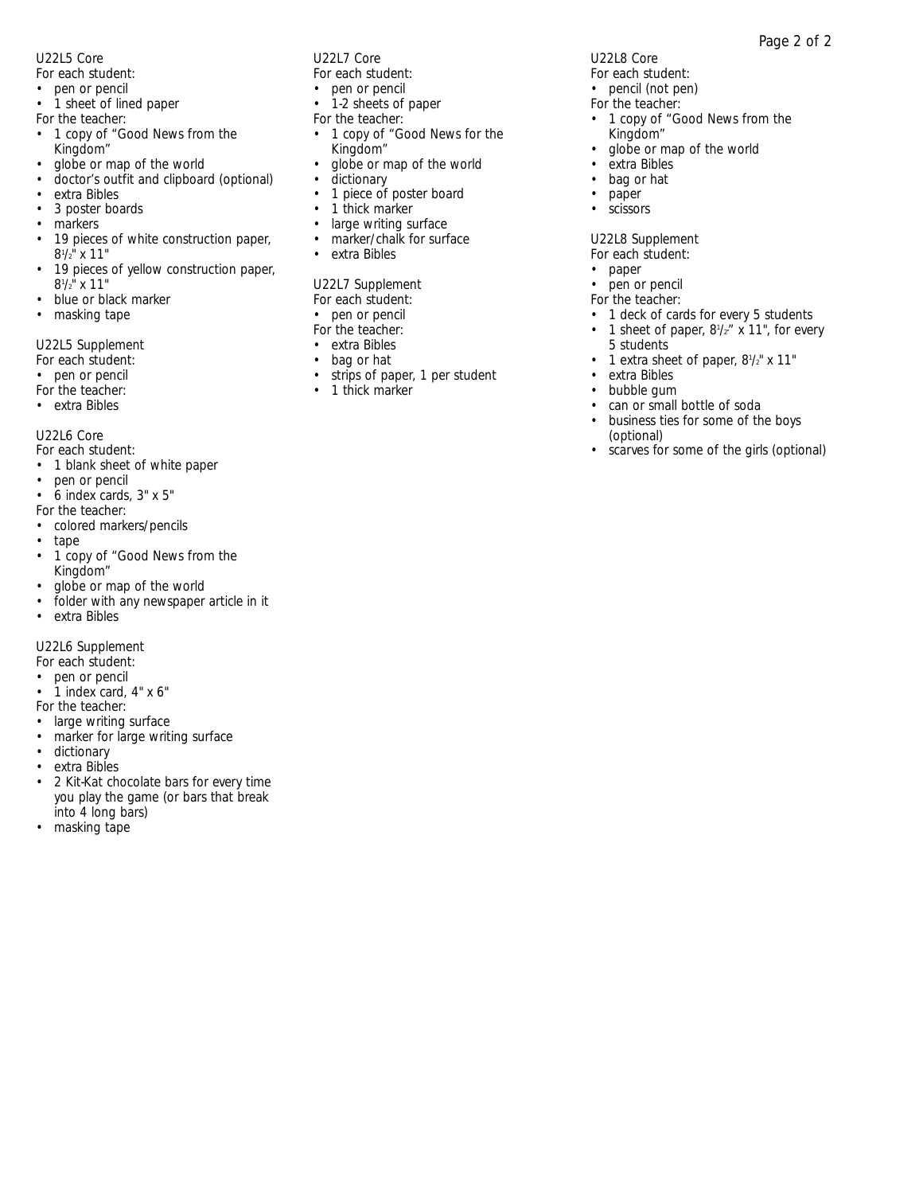U22L5 Core

For each student:

- pen or pencil
- 1 sheet of lined paper

For the teacher:

- 1 copy of "Good News from the Kingdom"
- globe or map of the world
- doctor's outfit and clipboard (optional)
- extra Bibles
- 3 poster boards
- markers
- 19 pieces of white construction paper, 8½" x 11"
- 19 pieces of yellow construction paper, 8½" x 11"
- blue or black marker
- masking tape

U22L5 Supplement

For each student:

- pen or pencil

For the teacher:

- extra Bibles

U22L6 Core

For each student:

- 1 blank sheet of white paper
- pen or pencil
- 6 index cards, 3" x 5"

For the teacher:

- colored markers/pencils
- tape
- 1 copy of "Good News from the Kingdom"
- globe or map of the world
- folder with any newspaper article in it
- extra Bibles

U22L6 Supplement

For each student:

- pen or pencil
- 1 index card, 4" x 6"

For the teacher:

- large writing surface
- marker for large writing surface
- dictionary
- extra Bibles
- 2 Kit-Kat chocolate bars for every time you play the game (or bars that break into 4 long bars)
- masking tape

U22L7 Core

For each student:

- pen or pencil
- 1-2 sheets of paper

For the teacher:

- 1 copy of "Good News for the Kingdom"
- globe or map of the world
- dictionary
- 1 piece of poster board
- 1 thick marker
- large writing surface
- marker/chalk for surface
- extra Bibles

U22L7 Supplement

For each student:

- pen or pencil

For the teacher:

- extra Bibles
- bag or hat
- strips of paper, 1 per student
- 1 thick marker

U22L8 Core

For each student:

- pencil (not pen)

For the teacher:

- 1 copy of "Good News from the Kingdom"
- globe or map of the world
- extra Bibles
- bag or hat
- paper
- scissors

U22L8 Supplement

For each student:

- paper
- pen or pencil

For the teacher:

- 1 deck of cards for every 5 students
- 1 sheet of paper, 8½" x 11", for every 5 students
- 1 extra sheet of paper, 8½" x 11"
- extra Bibles
- bubble gum
- can or small bottle of soda
- business ties for some of the boys (optional)
- scarves for some of the girls (optional)